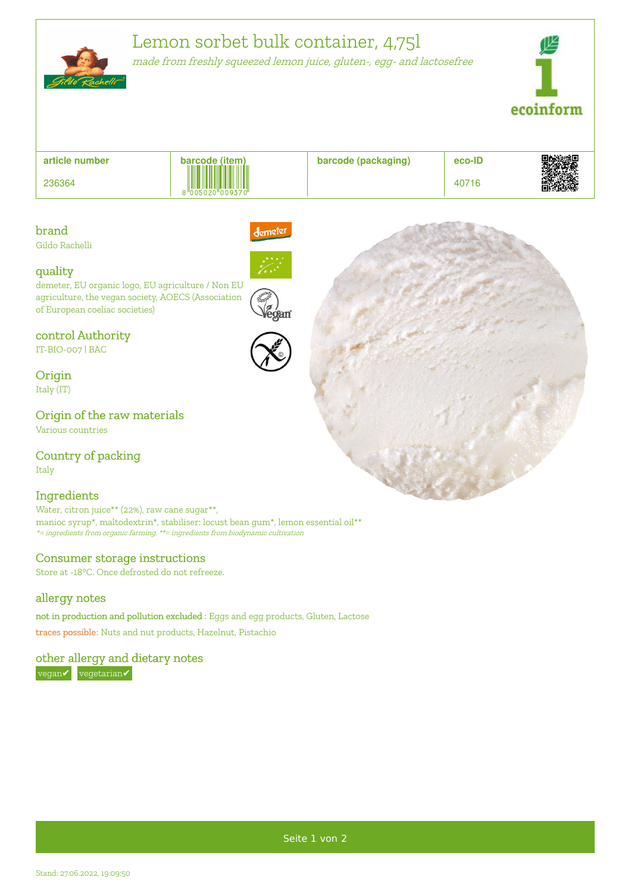# Lemon sorbet bulk container, 4,75l

*made from freshly squeezed lemon juice, gluten-, egg- and lactosefree*

| article number | barcode (item) | barcode (packaging) | eco-ID |
|---|---|---|---|
| 236364 | 8005020009370 | | 40716 |

## brand
Gildo Rachelli

## quality
demeter, EU organic logo, EU agriculture / Non EU agriculture, the vegan society, AOECS (Association of European coeliac societies)

## control Authority
IT-BIO-007 | BAC

## Origin
Italy (IT)

## Origin of the raw materials
Various countries

## Country of packing
Italy

## Ingredients
Water, citron juice** (22%), raw cane sugar**, manioc syrup*, maltodextrin*, stabiliser: locust bean gum*, lemon essential oil**

*\*= ingredients from organic farming, \*\*= ingredients from biodynamic cultivation*

## Consumer storage instructions
Store at -18°C. Once defrosted do not refreeze.

## allergy notes
not in production and pollution excluded : Eggs and egg products, Gluten, Lactose

traces possible: Nuts and nut products, Hazelnut, Pistachio

## other allergy and dietary notes
vegan✔ vegetarian✔

Stand: 27.06.2022, 19:09:50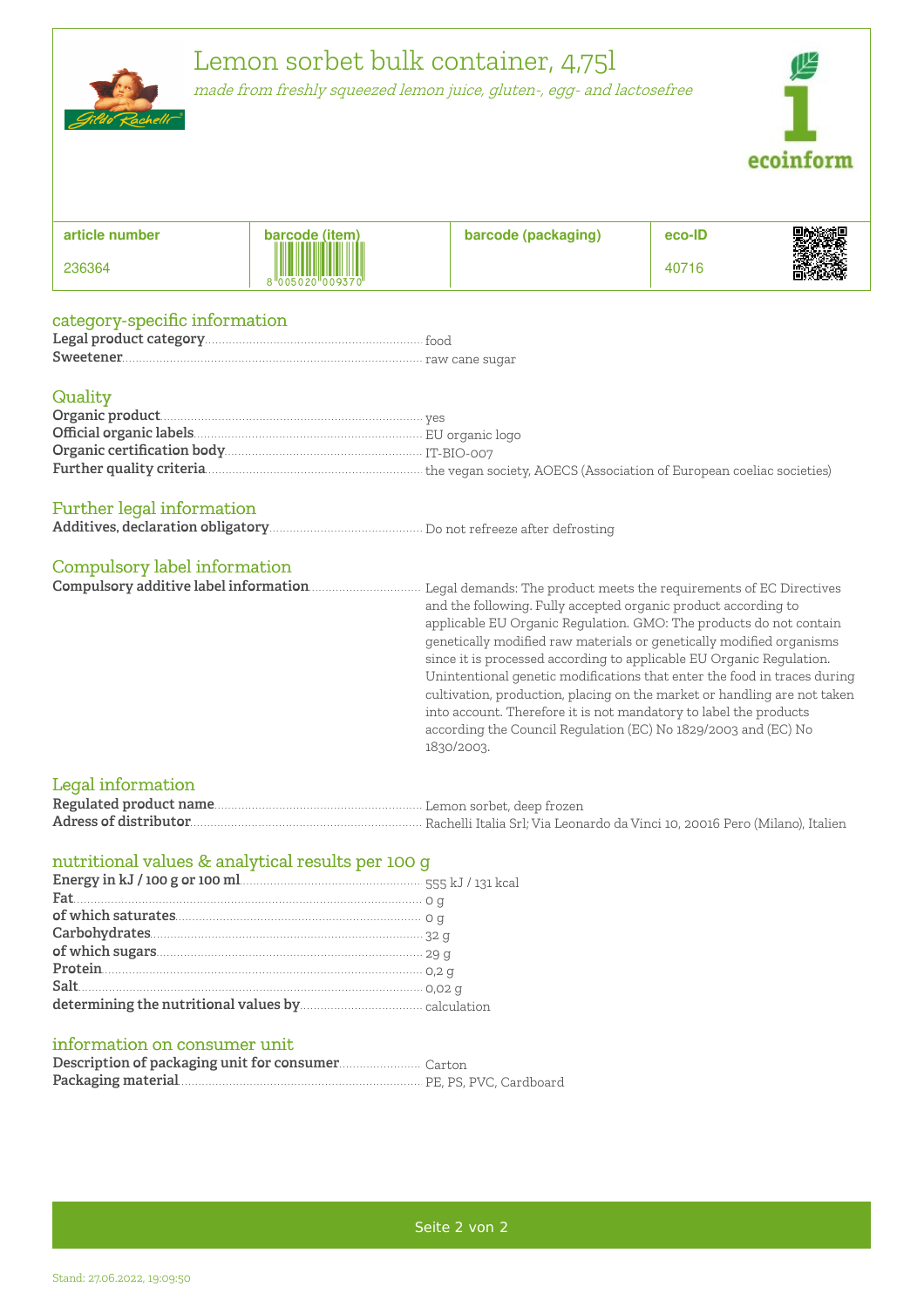# Lemon sorbet bulk container, 4,75l

*made from freshly squeezed lemon juice, gluten-, egg- and lactosefree*

| article number | barcode (item) | barcode (packaging) | eco-ID |
|---|---|---|---|
| 236364 | 8 005020 009370 | | 40716 |

## category-specific information

**Legal product category**: food
**Sweetener**: raw cane sugar

## Quality

**Organic product**: yes
**Official organic labels**: EU organic logo
**Organic certification body**: IT-BIO-007
**Further quality criteria**: the vegan society, AOECS (Association of European coeliac societies)

## Further legal information

**Additives, declaration obligatory**: Do not refreeze after defrosting

## Compulsory label information

**Compulsory additive label information**: Legal demands: The product meets the requirements of EC Directives and the following. Fully accepted organic product according to applicable EU Organic Regulation. GMO: The products do not contain genetically modified raw materials or genetically modified organisms since it is processed according to applicable EU Organic Regulation. Unintentional genetic modifications that enter the food in traces during cultivation, production, placing on the market or handling are not taken into account. Therefore it is not mandatory to label the products according the Council Regulation (EC) No 1829/2003 and (EC) No 1830/2003.

## Legal information

**Regulated product name**: Lemon sorbet, deep frozen
**Adress of distributor**: Rachelli Italia Srl; Via Leonardo da Vinci 10, 20016 Pero (Milano), Italien

## nutritional values & analytical results per 100 g

**Energy in kJ / 100 g or 100 ml**: 555 kJ / 131 kcal
**Fat**: 0 g
**of which saturates**: 0 g
**Carbohydrates**: 32 g
**of which sugars**: 29 g
**Protein**: 0,2 g
**Salt**: 0,02 g
**determining the nutritional values by**: calculation

## information on consumer unit

**Description of packaging unit for consumer**: Carton
**Packaging material**: PE, PS, PVC, Cardboard

Stand: 27.06.2022, 19:09:50